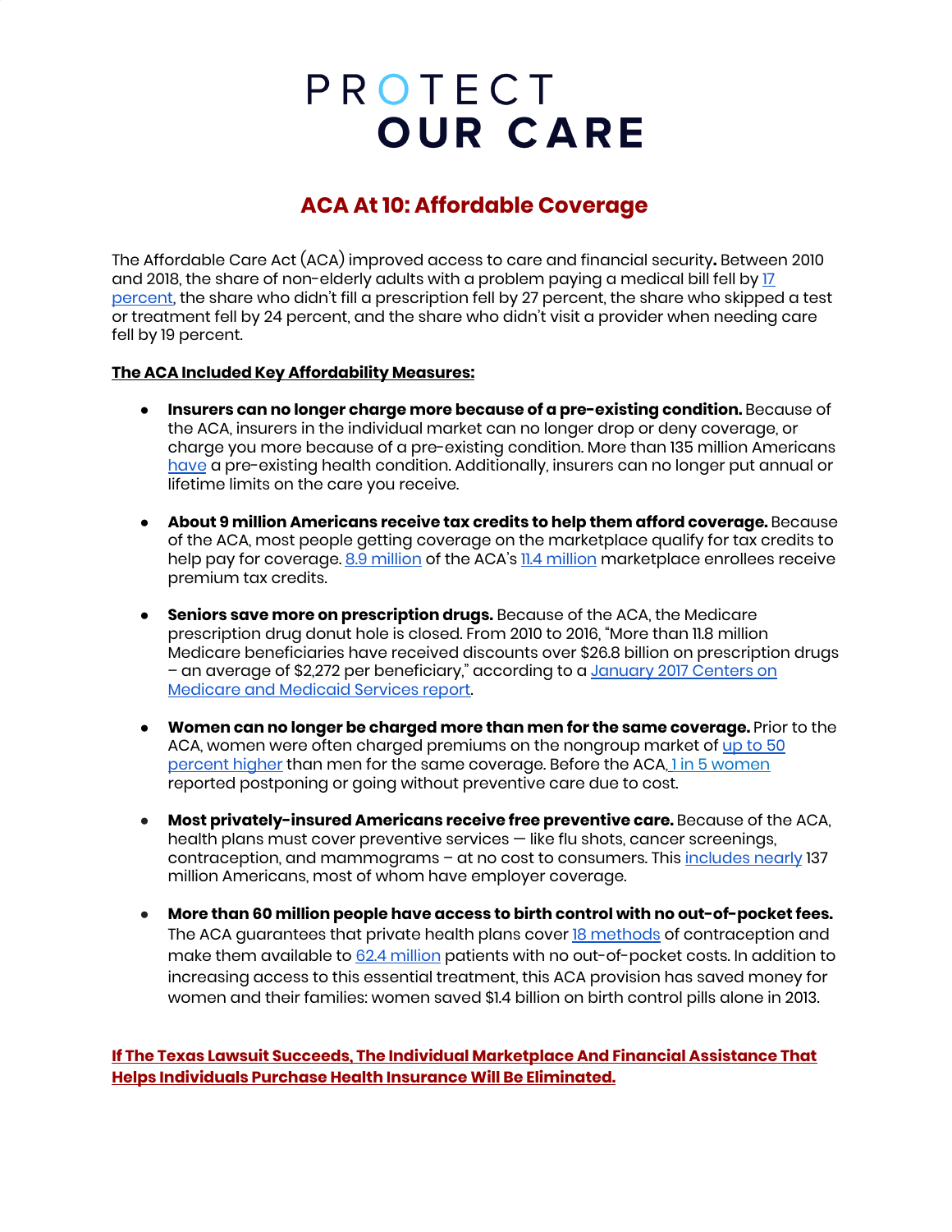# PROTECT OUR CARE

## ACA At 10: Affordable Coverage

The Affordable Care Act (ACA) improved access to care and financial security**.** Between 2010 and 2018, the share of non-elderly adults with a problem paying a medical bill fell by 17 percent, the share who didn't fill a prescription fell by 27 percent, the share who skipped a test or treatment fell by 24 percent, and the share who didn't visit a provider when needing care fell by 19 percent.

**The ACA Included Key Affordability Measures:**

- **Insurers can no longer charge more because of a pre-existing condition.** Because of the ACA, insurers in the individual market can no longer drop or deny coverage, or charge you more because of a pre-existing condition. More than 135 million Americans have a pre-existing health condition. Additionally, insurers can no longer put annual or lifetime limits on the care you receive.

- **About 9 million Americans receive tax credits to help them afford coverage.** Because of the ACA, most people getting coverage on the marketplace qualify for tax credits to help pay for coverage. 8.9 million of the ACA's 11.4 million marketplace enrollees receive premium tax credits.

- **Seniors save more on prescription drugs.** Because of the ACA, the Medicare prescription drug donut hole is closed. From 2010 to 2016, "More than 11.8 million Medicare beneficiaries have received discounts over $26.8 billion on prescription drugs – an average of $2,272 per beneficiary," according to a January 2017 Centers on Medicare and Medicaid Services report.

- **Women can no longer be charged more than men for the same coverage.** Prior to the ACA, women were often charged premiums on the nongroup market of up to 50 percent higher than men for the same coverage. Before the ACA, 1 in 5 women reported postponing or going without preventive care due to cost.

- **Most privately-insured Americans receive free preventive care.** Because of the ACA, health plans must cover preventive services — like flu shots, cancer screenings, contraception, and mammograms – at no cost to consumers. This includes nearly 137 million Americans, most of whom have employer coverage.

- **More than 60 million people have access to birth control with no out-of-pocket fees.** The ACA guarantees that private health plans cover 18 methods of contraception and make them available to 62.4 million patients with no out-of-pocket costs. In addition to increasing access to this essential treatment, this ACA provision has saved money for women and their families: women saved $1.4 billion on birth control pills alone in 2013.

**If The Texas Lawsuit Succeeds, The Individual Marketplace And Financial Assistance That Helps Individuals Purchase Health Insurance Will Be Eliminated.**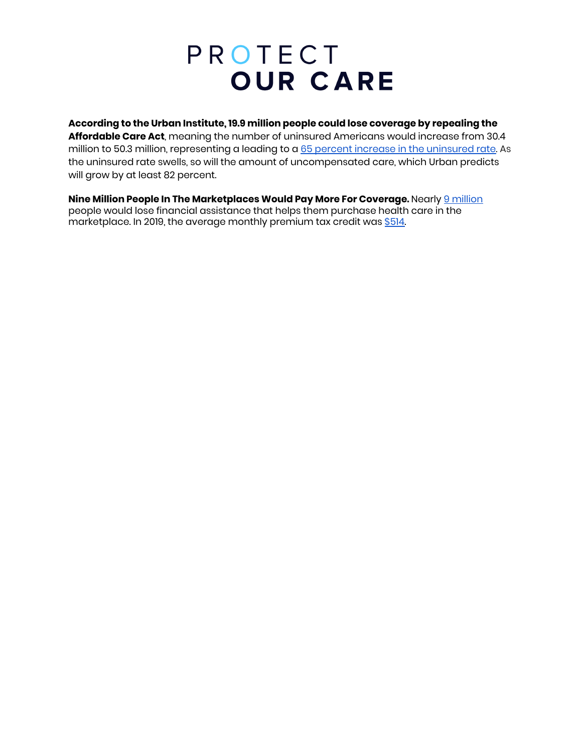# PROTECT OUR CARE

**According to the Urban Institute, 19.9 million people could lose coverage by repealing the Affordable Care Act**, meaning the number of uninsured Americans would increase from 30.4 million to 50.3 million, representing a leading to a 65 percent increase in the uninsured rate. As the uninsured rate swells, so will the amount of uncompensated care, which Urban predicts will grow by at least 82 percent.

**Nine Million People In The Marketplaces Would Pay More For Coverage.** Nearly 9 million people would lose financial assistance that helps them purchase health care in the marketplace. In 2019, the average monthly premium tax credit was $514.